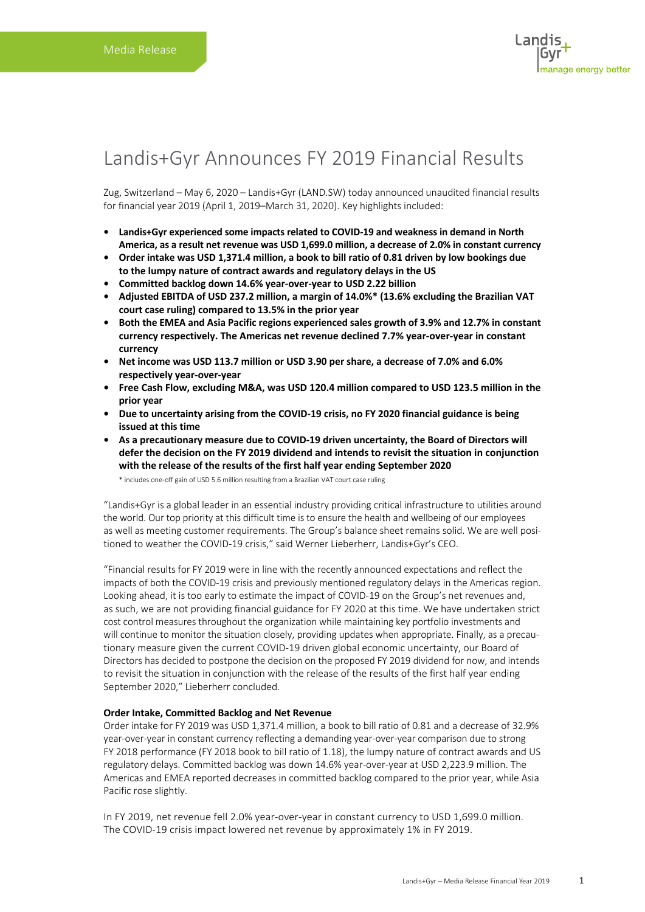Media Release

# Landis+Gyr Announces FY 2019 Financial Results

Zug, Switzerland – May 6, 2020 – Landis+Gyr (LAND.SW) today announced unaudited financial results for financial year 2019 (April 1, 2019–March 31, 2020). Key highlights included:

- **Landis+Gyr experienced some impacts related to COVID-19 and weakness in demand in North America, as a result net revenue was USD 1,699.0 million, a decrease of 2.0% in constant currency**
- **Order intake was USD 1,371.4 million, a book to bill ratio of 0.81 driven by low bookings due to the lumpy nature of contract awards and regulatory delays in the US**
- **Committed backlog down 14.6% year-over-year to USD 2.22 billion**
- **Adjusted EBITDA of USD 237.2 million, a margin of 14.0%* (13.6% excluding the Brazilian VAT court case ruling) compared to 13.5% in the prior year**
- **Both the EMEA and Asia Pacific regions experienced sales growth of 3.9% and 12.7% in constant currency respectively. The Americas net revenue declined 7.7% year-over-year in constant currency**
- **Net income was USD 113.7 million or USD 3.90 per share, a decrease of 7.0% and 6.0% respectively year-over-year**
- **Free Cash Flow, excluding M&A, was USD 120.4 million compared to USD 123.5 million in the prior year**
- **Due to uncertainty arising from the COVID-19 crisis, no FY 2020 financial guidance is being issued at this time**
- **As a precautionary measure due to COVID-19 driven uncertainty, the Board of Directors will defer the decision on the FY 2019 dividend and intends to revisit the situation in conjunction with the release of the results of the first half year ending September 2020**

\* includes one-off gain of USD 5.6 million resulting from a Brazilian VAT court case ruling

"Landis+Gyr is a global leader in an essential industry providing critical infrastructure to utilities around the world. Our top priority at this difficult time is to ensure the health and wellbeing of our employees as well as meeting customer requirements. The Group's balance sheet remains solid. We are well positioned to weather the COVID-19 crisis," said Werner Lieberherr, Landis+Gyr's CEO.

"Financial results for FY 2019 were in line with the recently announced expectations and reflect the impacts of both the COVID-19 crisis and previously mentioned regulatory delays in the Americas region. Looking ahead, it is too early to estimate the impact of COVID-19 on the Group's net revenues and, as such, we are not providing financial guidance for FY 2020 at this time. We have undertaken strict cost control measures throughout the organization while maintaining key portfolio investments and will continue to monitor the situation closely, providing updates when appropriate. Finally, as a precautionary measure given the current COVID-19 driven global economic uncertainty, our Board of Directors has decided to postpone the decision on the proposed FY 2019 dividend for now, and intends to revisit the situation in conjunction with the release of the results of the first half year ending September 2020," Lieberherr concluded.

**Order Intake, Committed Backlog and Net Revenue**

Order intake for FY 2019 was USD 1,371.4 million, a book to bill ratio of 0.81 and a decrease of 32.9% year-over-year in constant currency reflecting a demanding year-over-year comparison due to strong FY 2018 performance (FY 2018 book to bill ratio of 1.18), the lumpy nature of contract awards and US regulatory delays. Committed backlog was down 14.6% year-over-year at USD 2,223.9 million. The Americas and EMEA reported decreases in committed backlog compared to the prior year, while Asia Pacific rose slightly.

In FY 2019, net revenue fell 2.0% year-over-year in constant currency to USD 1,699.0 million. The COVID-19 crisis impact lowered net revenue by approximately 1% in FY 2019.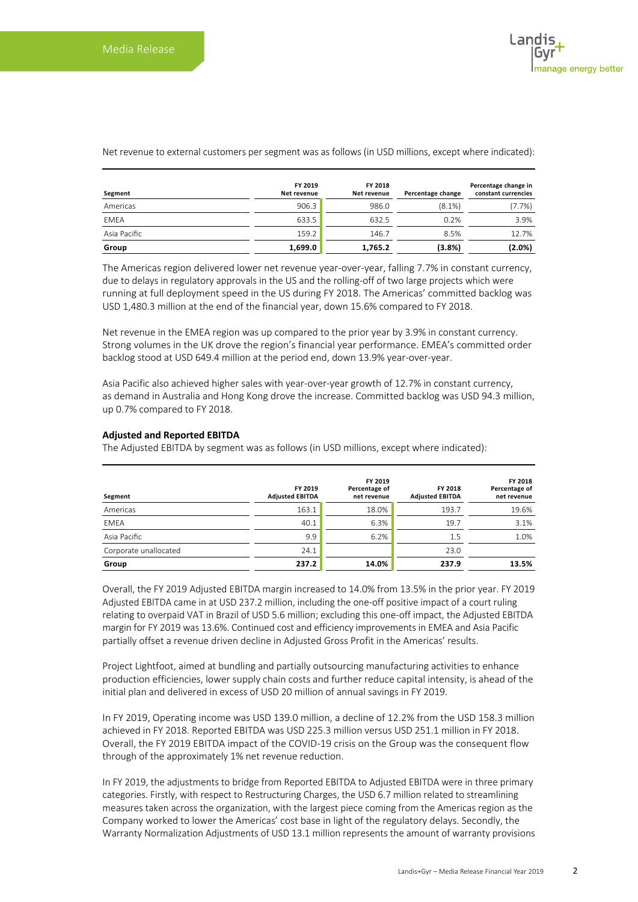Net revenue to external customers per segment was as follows (in USD millions, except where indicated):

| Segment | FY 2019 Net revenue | FY 2018 Net revenue | Percentage change | Percentage change in constant currencies |
|---|---|---|---|---|
| Americas | 906.3 | 986.0 | (8.1%) | (7.7%) |
| EMEA | 633.5 | 632.5 | 0.2% | 3.9% |
| Asia Pacific | 159.2 | 146.7 | 8.5% | 12.7% |
| **Group** | **1,699.0** | **1,765.2** | **(3.8%)** | **(2.0%)** |

The Americas region delivered lower net revenue year-over-year, falling 7.7% in constant currency, due to delays in regulatory approvals in the US and the rolling-off of two large projects which were running at full deployment speed in the US during FY 2018. The Americas' committed backlog was USD 1,480.3 million at the end of the financial year, down 15.6% compared to FY 2018.

Net revenue in the EMEA region was up compared to the prior year by 3.9% in constant currency. Strong volumes in the UK drove the region's financial year performance. EMEA's committed order backlog stood at USD 649.4 million at the period end, down 13.9% year-over-year.

Asia Pacific also achieved higher sales with year-over-year growth of 12.7% in constant currency, as demand in Australia and Hong Kong drove the increase. Committed backlog was USD 94.3 million, up 0.7% compared to FY 2018.

**Adjusted and Reported EBITDA**

The Adjusted EBITDA by segment was as follows (in USD millions, except where indicated):

| Segment | FY 2019 Adjusted EBITDA | FY 2019 Percentage of net revenue | FY 2018 Adjusted EBITDA | FY 2018 Percentage of net revenue |
|---|---|---|---|---|
| Americas | 163.1 | 18.0% | 193.7 | 19.6% |
| EMEA | 40.1 | 6.3% | 19.7 | 3.1% |
| Asia Pacific | 9.9 | 6.2% | 1.5 | 1.0% |
| Corporate unallocated | 24.1 | | 23.0 | |
| **Group** | **237.2** | **14.0%** | **237.9** | **13.5%** |

Overall, the FY 2019 Adjusted EBITDA margin increased to 14.0% from 13.5% in the prior year. FY 2019 Adjusted EBITDA came in at USD 237.2 million, including the one-off positive impact of a court ruling relating to overpaid VAT in Brazil of USD 5.6 million; excluding this one-off impact, the Adjusted EBITDA margin for FY 2019 was 13.6%. Continued cost and efficiency improvements in EMEA and Asia Pacific partially offset a revenue driven decline in Adjusted Gross Profit in the Americas' results.

Project Lightfoot, aimed at bundling and partially outsourcing manufacturing activities to enhance production efficiencies, lower supply chain costs and further reduce capital intensity, is ahead of the initial plan and delivered in excess of USD 20 million of annual savings in FY 2019.

In FY 2019, Operating income was USD 139.0 million, a decline of 12.2% from the USD 158.3 million achieved in FY 2018. Reported EBITDA was USD 225.3 million versus USD 251.1 million in FY 2018. Overall, the FY 2019 EBITDA impact of the COVID-19 crisis on the Group was the consequent flow through of the approximately 1% net revenue reduction.

In FY 2019, the adjustments to bridge from Reported EBITDA to Adjusted EBITDA were in three primary categories. Firstly, with respect to Restructuring Charges, the USD 6.7 million related to streamlining measures taken across the organization, with the largest piece coming from the Americas region as the Company worked to lower the Americas' cost base in light of the regulatory delays. Secondly, the Warranty Normalization Adjustments of USD 13.1 million represents the amount of warranty provisions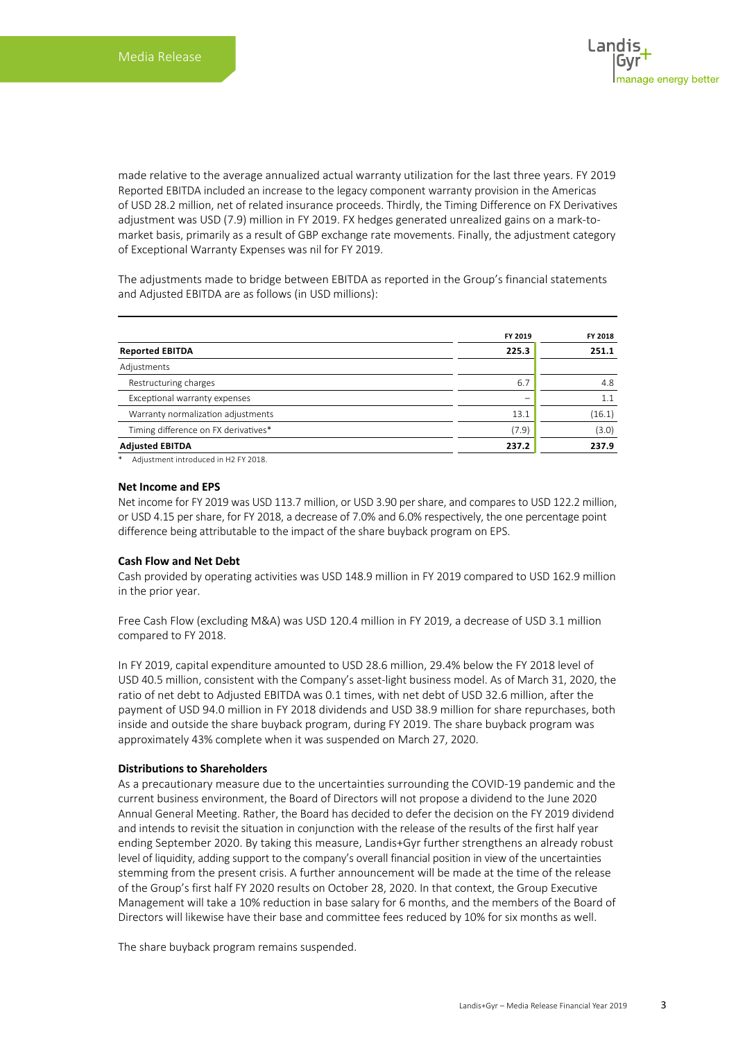made relative to the average annualized actual warranty utilization for the last three years. FY 2019 Reported EBITDA included an increase to the legacy component warranty provision in the Americas of USD 28.2 million, net of related insurance proceeds. Thirdly, the Timing Difference on FX Derivatives adjustment was USD (7.9) million in FY 2019. FX hedges generated unrealized gains on a mark-to-market basis, primarily as a result of GBP exchange rate movements. Finally, the adjustment category of Exceptional Warranty Expenses was nil for FY 2019.

The adjustments made to bridge between EBITDA as reported in the Group's financial statements and Adjusted EBITDA are as follows (in USD millions):

| | FY 2019 | FY 2018 |
|---|---|---|
| **Reported EBITDA** | **225.3** | **251.1** |
| Adjustments | | |
| Restructuring charges | 6.7 | 4.8 |
| Exceptional warranty expenses | – | 1.1 |
| Warranty normalization adjustments | 13.1 | (16.1) |
| Timing difference on FX derivatives* | (7.9) | (3.0) |
| **Adjusted EBITDA** | **237.2** | **237.9** |

\* Adjustment introduced in H2 FY 2018.

**Net Income and EPS**

Net income for FY 2019 was USD 113.7 million, or USD 3.90 per share, and compares to USD 122.2 million, or USD 4.15 per share, for FY 2018, a decrease of 7.0% and 6.0% respectively, the one percentage point difference being attributable to the impact of the share buyback program on EPS.

**Cash Flow and Net Debt**

Cash provided by operating activities was USD 148.9 million in FY 2019 compared to USD 162.9 million in the prior year.

Free Cash Flow (excluding M&A) was USD 120.4 million in FY 2019, a decrease of USD 3.1 million compared to FY 2018.

In FY 2019, capital expenditure amounted to USD 28.6 million, 29.4% below the FY 2018 level of USD 40.5 million, consistent with the Company's asset-light business model. As of March 31, 2020, the ratio of net debt to Adjusted EBITDA was 0.1 times, with net debt of USD 32.6 million, after the payment of USD 94.0 million in FY 2018 dividends and USD 38.9 million for share repurchases, both inside and outside the share buyback program, during FY 2019. The share buyback program was approximately 43% complete when it was suspended on March 27, 2020.

**Distributions to Shareholders**

As a precautionary measure due to the uncertainties surrounding the COVID-19 pandemic and the current business environment, the Board of Directors will not propose a dividend to the June 2020 Annual General Meeting. Rather, the Board has decided to defer the decision on the FY 2019 dividend and intends to revisit the situation in conjunction with the release of the results of the first half year ending September 2020. By taking this measure, Landis+Gyr further strengthens an already robust level of liquidity, adding support to the company's overall financial position in view of the uncertainties stemming from the present crisis. A further announcement will be made at the time of the release of the Group's first half FY 2020 results on October 28, 2020. In that context, the Group Executive Management will take a 10% reduction in base salary for 6 months, and the members of the Board of Directors will likewise have their base and committee fees reduced by 10% for six months as well.

The share buyback program remains suspended.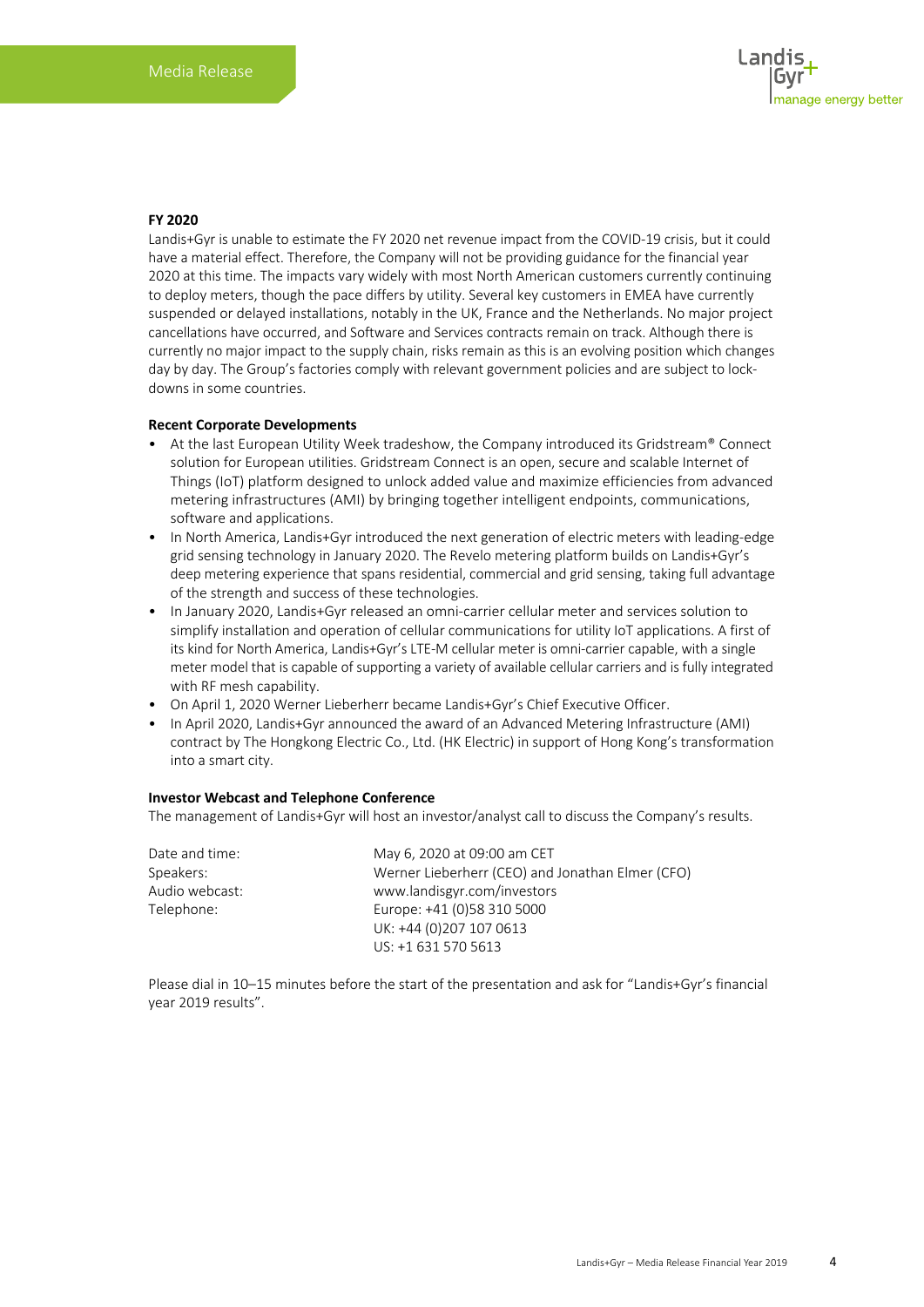**FY 2020**

Landis+Gyr is unable to estimate the FY 2020 net revenue impact from the COVID-19 crisis, but it could have a material effect. Therefore, the Company will not be providing guidance for the financial year 2020 at this time. The impacts vary widely with most North American customers currently continuing to deploy meters, though the pace differs by utility. Several key customers in EMEA have currently suspended or delayed installations, notably in the UK, France and the Netherlands. No major project cancellations have occurred, and Software and Services contracts remain on track. Although there is currently no major impact to the supply chain, risks remain as this is an evolving position which changes day by day. The Group's factories comply with relevant government policies and are subject to lock-downs in some countries.

**Recent Corporate Developments**

- At the last European Utility Week tradeshow, the Company introduced its Gridstream® Connect solution for European utilities. Gridstream Connect is an open, secure and scalable Internet of Things (IoT) platform designed to unlock added value and maximize efficiencies from advanced metering infrastructures (AMI) by bringing together intelligent endpoints, communications, software and applications.
- In North America, Landis+Gyr introduced the next generation of electric meters with leading-edge grid sensing technology in January 2020. The Revelo metering platform builds on Landis+Gyr's deep metering experience that spans residential, commercial and grid sensing, taking full advantage of the strength and success of these technologies.
- In January 2020, Landis+Gyr released an omni-carrier cellular meter and services solution to simplify installation and operation of cellular communications for utility IoT applications. A first of its kind for North America, Landis+Gyr's LTE-M cellular meter is omni-carrier capable, with a single meter model that is capable of supporting a variety of available cellular carriers and is fully integrated with RF mesh capability.
- On April 1, 2020 Werner Lieberherr became Landis+Gyr's Chief Executive Officer.
- In April 2020, Landis+Gyr announced the award of an Advanced Metering Infrastructure (AMI) contract by The Hongkong Electric Co., Ltd. (HK Electric) in support of Hong Kong's transformation into a smart city.

**Investor Webcast and Telephone Conference**

The management of Landis+Gyr will host an investor/analyst call to discuss the Company's results.

| | |
|---|---|
| Date and time: | May 6, 2020 at 09:00 am CET |
| Speakers: | Werner Lieberherr (CEO) and Jonathan Elmer (CFO) |
| Audio webcast: | www.landisgyr.com/investors |
| Telephone: | Europe: +41 (0)58 310 5000 |
| | UK: +44 (0)207 107 0613 |
| | US: +1 631 570 5613 |

Please dial in 10–15 minutes before the start of the presentation and ask for "Landis+Gyr's financial year 2019 results".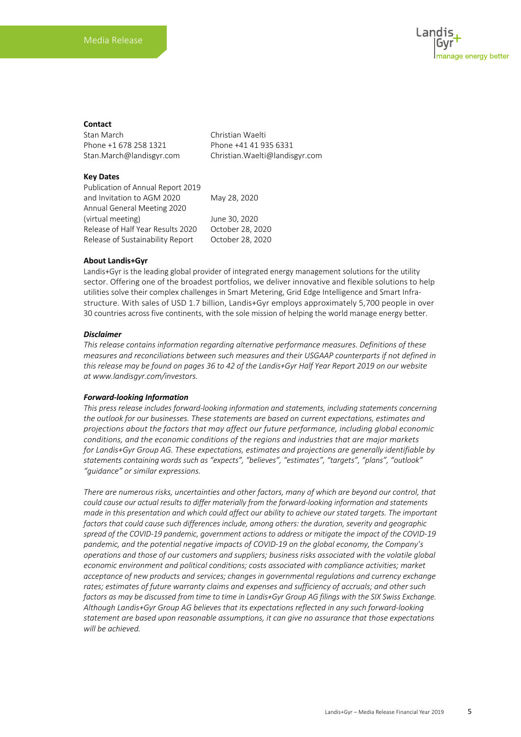**Contact**

| | |
|---|---|
| Stan March | Christian Waelti |
| Phone +1 678 258 1321 | Phone +41 41 935 6331 |
| Stan.March@landisgyr.com | Christian.Waelti@landisgyr.com |

**Key Dates**

| | |
|---|---|
| Publication of Annual Report 2019 and Invitation to AGM 2020 | May 28, 2020 |
| Annual General Meeting 2020 (virtual meeting) | June 30, 2020 |
| Release of Half Year Results 2020 | October 28, 2020 |
| Release of Sustainability Report | October 28, 2020 |

**About Landis+Gyr**

Landis+Gyr is the leading global provider of integrated energy management solutions for the utility sector. Offering one of the broadest portfolios, we deliver innovative and flexible solutions to help utilities solve their complex challenges in Smart Metering, Grid Edge Intelligence and Smart Infrastructure. With sales of USD 1.7 billion, Landis+Gyr employs approximately 5,700 people in over 30 countries across five continents, with the sole mission of helping the world manage energy better.

***Disclaimer***

*This release contains information regarding alternative performance measures. Definitions of these measures and reconciliations between such measures and their USGAAP counterparts if not defined in this release may be found on pages 36 to 42 of the Landis+Gyr Half Year Report 2019 on our website at www.landisgyr.com/investors.*

***Forward-looking Information***

*This press release includes forward-looking information and statements, including statements concerning the outlook for our businesses. These statements are based on current expectations, estimates and projections about the factors that may affect our future performance, including global economic conditions, and the economic conditions of the regions and industries that are major markets for Landis+Gyr Group AG. These expectations, estimates and projections are generally identifiable by statements containing words such as "expects", "believes", "estimates", "targets", "plans", "outlook" "guidance" or similar expressions.*

*There are numerous risks, uncertainties and other factors, many of which are beyond our control, that could cause our actual results to differ materially from the forward-looking information and statements made in this presentation and which could affect our ability to achieve our stated targets. The important factors that could cause such differences include, among others: the duration, severity and geographic spread of the COVID-19 pandemic, government actions to address or mitigate the impact of the COVID-19 pandemic, and the potential negative impacts of COVID-19 on the global economy, the Company's operations and those of our customers and suppliers; business risks associated with the volatile global economic environment and political conditions; costs associated with compliance activities; market acceptance of new products and services; changes in governmental regulations and currency exchange rates; estimates of future warranty claims and expenses and sufficiency of accruals; and other such factors as may be discussed from time to time in Landis+Gyr Group AG filings with the SIX Swiss Exchange. Although Landis+Gyr Group AG believes that its expectations reflected in any such forward-looking statement are based upon reasonable assumptions, it can give no assurance that those expectations will be achieved.*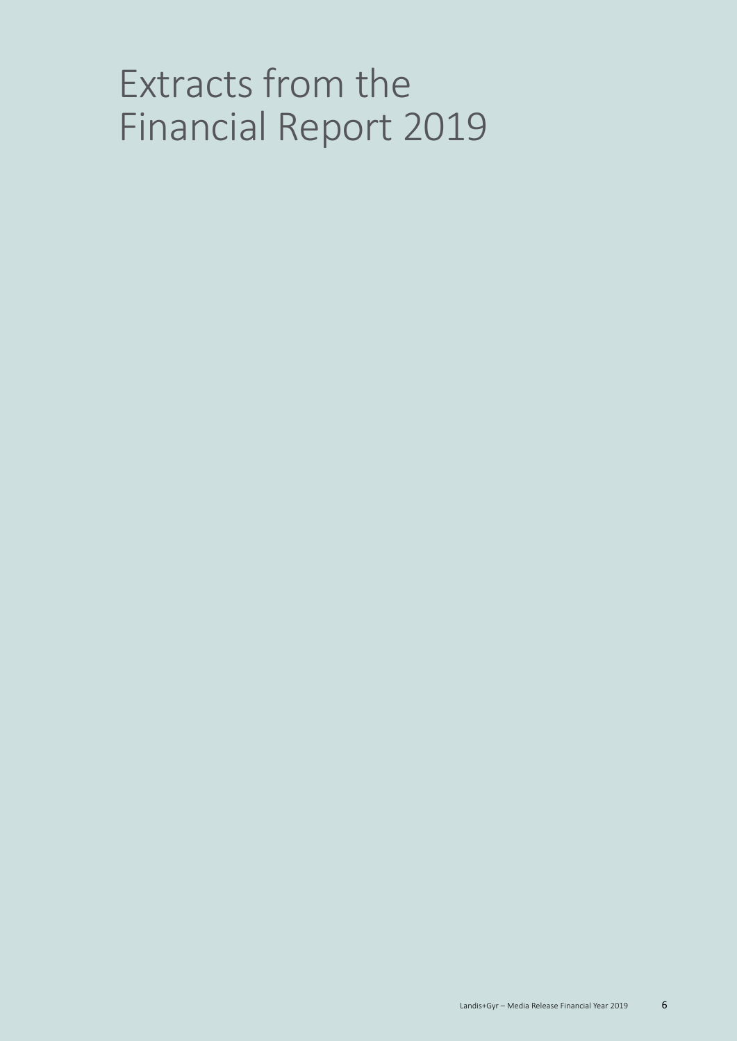# Extracts from the Financial Report 2019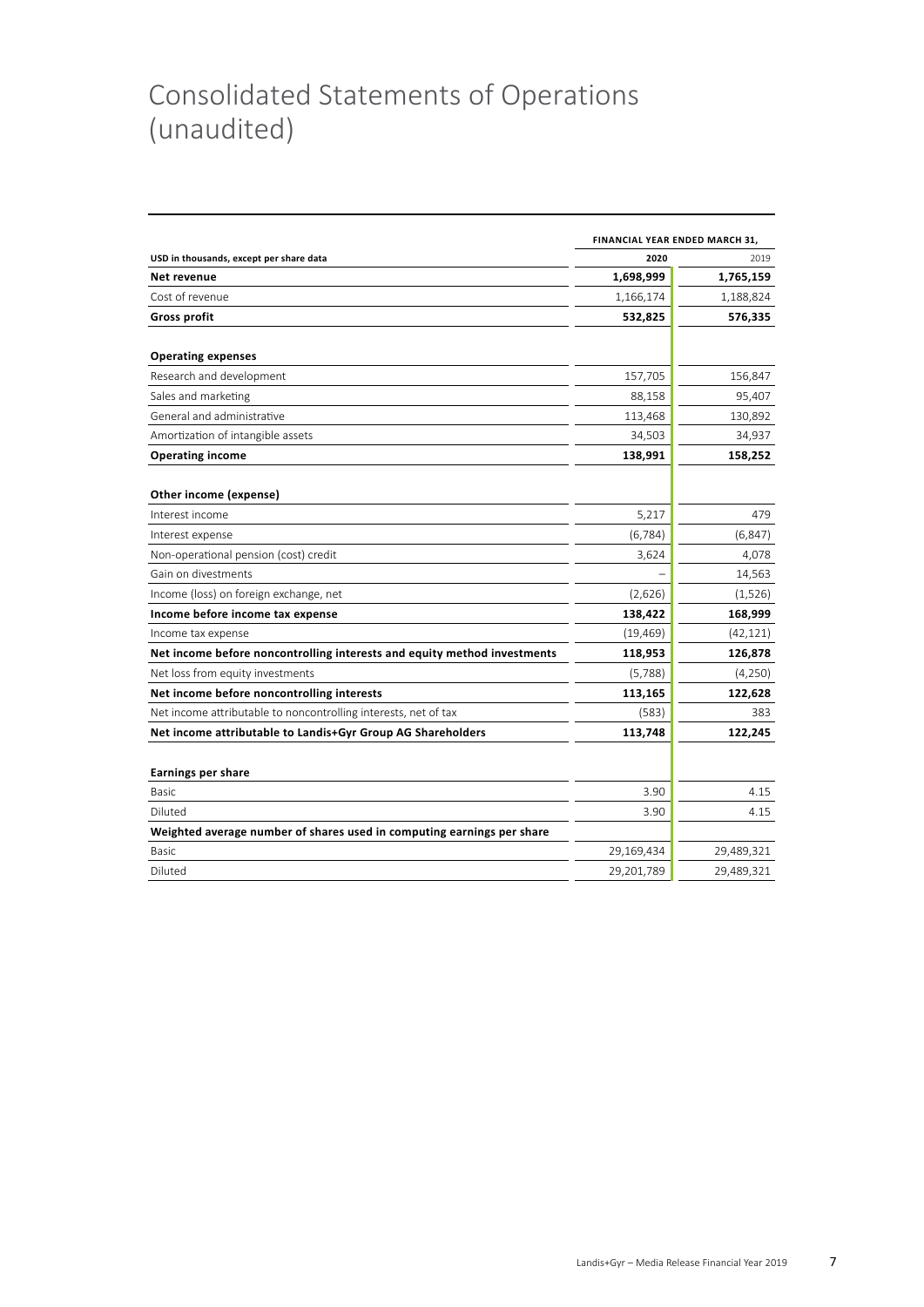# Consolidated Statements of Operations (unaudited)

| USD in thousands, except per share data | FINANCIAL YEAR ENDED MARCH 31, 2020 | 2019 |
|---|---|---|
| **Net revenue** | **1,698,999** | **1,765,159** |
| Cost of revenue | 1,166,174 | 1,188,824 |
| **Gross profit** | **532,825** | **576,335** |
| | | |
| **Operating expenses** | | |
| Research and development | 157,705 | 156,847 |
| Sales and marketing | 88,158 | 95,407 |
| General and administrative | 113,468 | 130,892 |
| Amortization of intangible assets | 34,503 | 34,937 |
| **Operating income** | **138,991** | **158,252** |
| | | |
| **Other income (expense)** | | |
| Interest income | 5,217 | 479 |
| Interest expense | (6,784) | (6,847) |
| Non-operational pension (cost) credit | 3,624 | 4,078 |
| Gain on divestments | – | 14,563 |
| Income (loss) on foreign exchange, net | (2,626) | (1,526) |
| **Income before income tax expense** | **138,422** | **168,999** |
| Income tax expense | (19,469) | (42,121) |
| **Net income before noncontrolling interests and equity method investments** | **118,953** | **126,878** |
| Net loss from equity investments | (5,788) | (4,250) |
| **Net income before noncontrolling interests** | **113,165** | **122,628** |
| Net income attributable to noncontrolling interests, net of tax | (583) | 383 |
| **Net income attributable to Landis+Gyr Group AG Shareholders** | **113,748** | **122,245** |
| | | |
| **Earnings per share** | | |
| Basic | 3.90 | 4.15 |
| Diluted | 3.90 | 4.15 |
| **Weighted average number of shares used in computing earnings per share** | | |
| Basic | 29,169,434 | 29,489,321 |
| Diluted | 29,201,789 | 29,489,321 |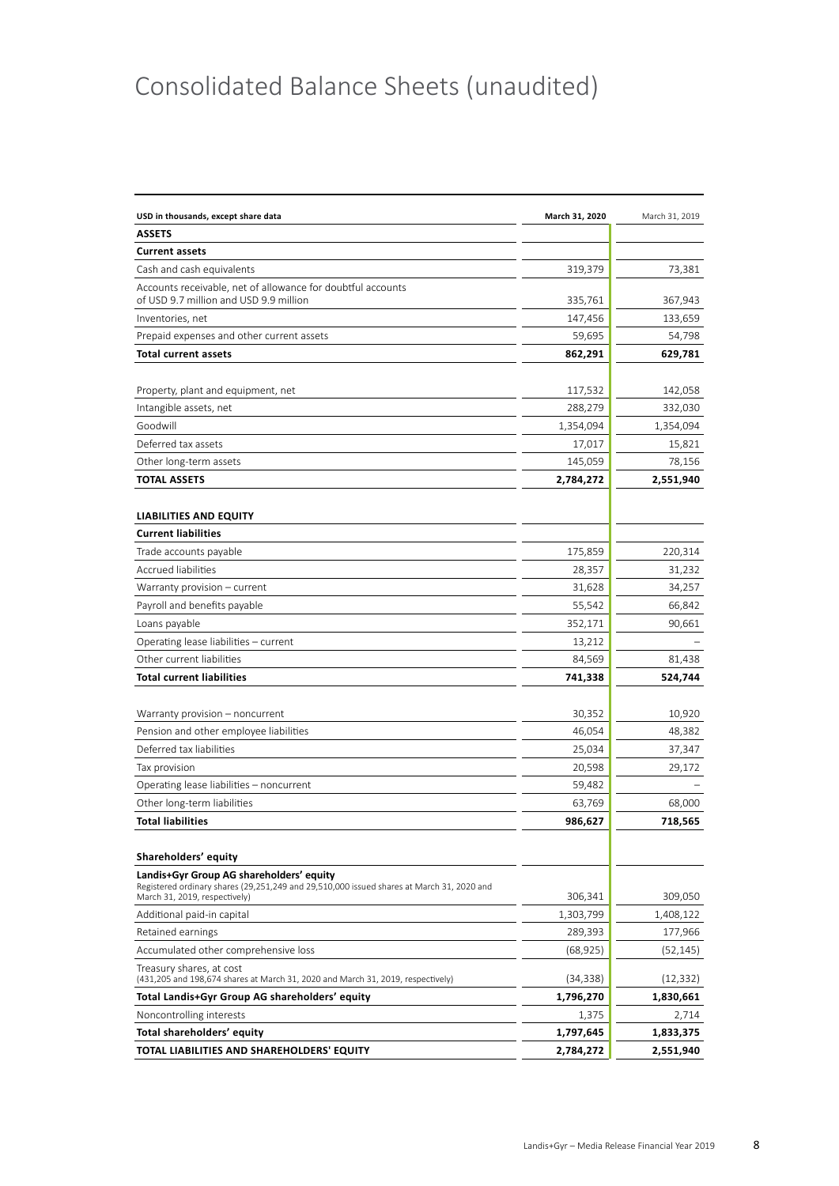# Consolidated Balance Sheets (unaudited)

| USD in thousands, except share data | March 31, 2020 | March 31, 2019 |
|---|---|---|
| **ASSETS** | | |
| **Current assets** | | |
| Cash and cash equivalents | 319,379 | 73,381 |
| Accounts receivable, net of allowance for doubtful accounts of USD 9.7 million and USD 9.9 million | 335,761 | 367,943 |
| Inventories, net | 147,456 | 133,659 |
| Prepaid expenses and other current assets | 59,695 | 54,798 |
| **Total current assets** | **862,291** | **629,781** |
| | | |
| Property, plant and equipment, net | 117,532 | 142,058 |
| Intangible assets, net | 288,279 | 332,030 |
| Goodwill | 1,354,094 | 1,354,094 |
| Deferred tax assets | 17,017 | 15,821 |
| Other long-term assets | 145,059 | 78,156 |
| **TOTAL ASSETS** | **2,784,272** | **2,551,940** |
| | | |
| **LIABILITIES AND EQUITY** | | |
| **Current liabilities** | | |
| Trade accounts payable | 175,859 | 220,314 |
| Accrued liabilities | 28,357 | 31,232 |
| Warranty provision – current | 31,628 | 34,257 |
| Payroll and benefits payable | 55,542 | 66,842 |
| Loans payable | 352,171 | 90,661 |
| Operating lease liabilities – current | 13,212 | – |
| Other current liabilities | 84,569 | 81,438 |
| **Total current liabilities** | **741,338** | **524,744** |
| | | |
| Warranty provision – noncurrent | 30,352 | 10,920 |
| Pension and other employee liabilities | 46,054 | 48,382 |
| Deferred tax liabilities | 25,034 | 37,347 |
| Tax provision | 20,598 | 29,172 |
| Operating lease liabilities – noncurrent | 59,482 | – |
| Other long-term liabilities | 63,769 | 68,000 |
| **Total liabilities** | **986,627** | **718,565** |
| | | |
| **Shareholders' equity** | | |
| **Landis+Gyr Group AG shareholders' equity** Registered ordinary shares (29,251,249 and 29,510,000 issued shares at March 31, 2020 and March 31, 2019, respectively) | 306,341 | 309,050 |
| Additional paid-in capital | 1,303,799 | 1,408,122 |
| Retained earnings | 289,393 | 177,966 |
| Accumulated other comprehensive loss | (68,925) | (52,145) |
| Treasury shares, at cost (431,205 and 198,674 shares at March 31, 2020 and March 31, 2019, respectively) | (34,338) | (12,332) |
| **Total Landis+Gyr Group AG shareholders' equity** | **1,796,270** | **1,830,661** |
| Noncontrolling interests | 1,375 | 2,714 |
| **Total shareholders' equity** | **1,797,645** | **1,833,375** |
| **TOTAL LIABILITIES AND SHAREHOLDERS' EQUITY** | **2,784,272** | **2,551,940** |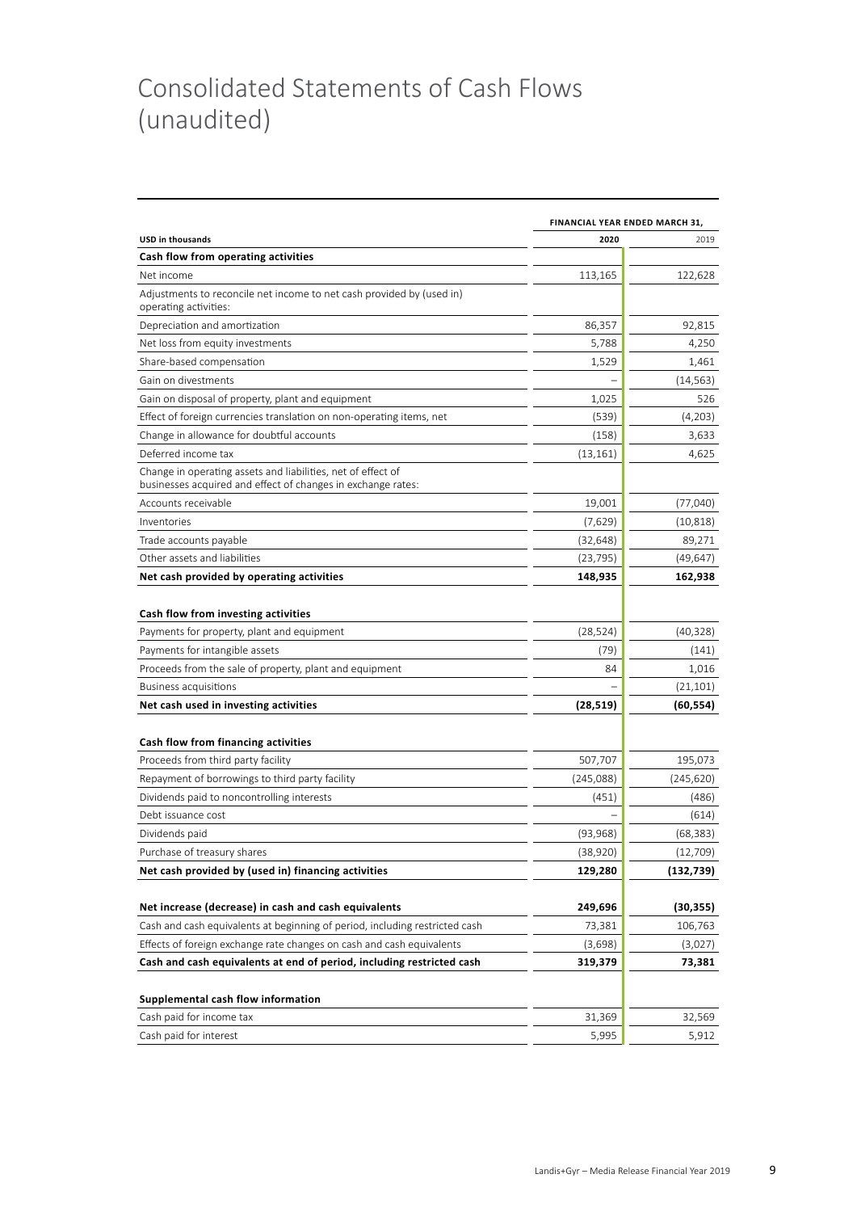# Consolidated Statements of Cash Flows (unaudited)

| | FINANCIAL YEAR ENDED MARCH 31, | |
|---|---|---|
| **USD in thousands** | **2020** | 2019 |
| **Cash flow from operating activities** | | |
| Net income | 113,165 | 122,628 |
| Adjustments to reconcile net income to net cash provided by (used in) operating activities: | | |
| Depreciation and amortization | 86,357 | 92,815 |
| Net loss from equity investments | 5,788 | 4,250 |
| Share-based compensation | 1,529 | 1,461 |
| Gain on divestments | – | (14,563) |
| Gain on disposal of property, plant and equipment | 1,025 | 526 |
| Effect of foreign currencies translation on non-operating items, net | (539) | (4,203) |
| Change in allowance for doubtful accounts | (158) | 3,633 |
| Deferred income tax | (13,161) | 4,625 |
| Change in operating assets and liabilities, net of effect of businesses acquired and effect of changes in exchange rates: | | |
| Accounts receivable | 19,001 | (77,040) |
| Inventories | (7,629) | (10,818) |
| Trade accounts payable | (32,648) | 89,271 |
| Other assets and liabilities | (23,795) | (49,647) |
| **Net cash provided by operating activities** | **148,935** | **162,938** |
| | | |
| **Cash flow from investing activities** | | |
| Payments for property, plant and equipment | (28,524) | (40,328) |
| Payments for intangible assets | (79) | (141) |
| Proceeds from the sale of property, plant and equipment | 84 | 1,016 |
| Business acquisitions | – | (21,101) |
| **Net cash used in investing activities** | **(28,519)** | **(60,554)** |
| | | |
| **Cash flow from financing activities** | | |
| Proceeds from third party facility | 507,707 | 195,073 |
| Repayment of borrowings to third party facility | (245,088) | (245,620) |
| Dividends paid to noncontrolling interests | (451) | (486) |
| Debt issuance cost | – | (614) |
| Dividends paid | (93,968) | (68,383) |
| Purchase of treasury shares | (38,920) | (12,709) |
| **Net cash provided by (used in) financing activities** | **129,280** | **(132,739)** |
| | | |
| **Net increase (decrease) in cash and cash equivalents** | **249,696** | **(30,355)** |
| Cash and cash equivalents at beginning of period, including restricted cash | 73,381 | 106,763 |
| Effects of foreign exchange rate changes on cash and cash equivalents | (3,698) | (3,027) |
| **Cash and cash equivalents at end of period, including restricted cash** | **319,379** | **73,381** |
| | | |
| **Supplemental cash flow information** | | |
| Cash paid for income tax | 31,369 | 32,569 |
| Cash paid for interest | 5,995 | 5,912 |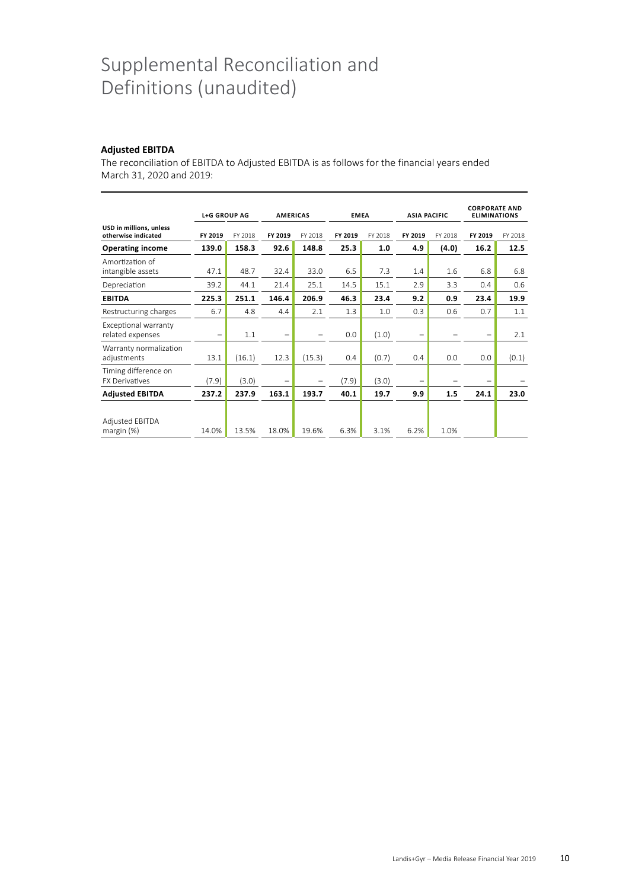# Supplemental Reconciliation and Definitions (unaudited)

**Adjusted EBITDA**

The reconciliation of EBITDA to Adjusted EBITDA is as follows for the financial years ended March 31, 2020 and 2019:

| | L+G GROUP AG | | AMERICAS | | EMEA | | ASIA PACIFIC | | CORPORATE AND ELIMINATIONS | |
|---|---|---|---|---|---|---|---|---|---|---|
| **USD in millions, unless otherwise indicated** | **FY 2019** | FY 2018 | **FY 2019** | FY 2018 | **FY 2019** | FY 2018 | **FY 2019** | FY 2018 | **FY 2019** | FY 2018 |
| **Operating income** | **139.0** | **158.3** | **92.6** | **148.8** | **25.3** | **1.0** | **4.9** | **(4.0)** | **16.2** | **12.5** |
| Amortization of intangible assets | 47.1 | 48.7 | 32.4 | 33.0 | 6.5 | 7.3 | 1.4 | 1.6 | 6.8 | 6.8 |
| Depreciation | 39.2 | 44.1 | 21.4 | 25.1 | 14.5 | 15.1 | 2.9 | 3.3 | 0.4 | 0.6 |
| **EBITDA** | **225.3** | **251.1** | **146.4** | **206.9** | **46.3** | **23.4** | **9.2** | **0.9** | **23.4** | **19.9** |
| Restructuring charges | 6.7 | 4.8 | 4.4 | 2.1 | 1.3 | 1.0 | 0.3 | 0.6 | 0.7 | 1.1 |
| Exceptional warranty related expenses | – | 1.1 | – | – | 0.0 | (1.0) | – | – | – | 2.1 |
| Warranty normalization adjustments | 13.1 | (16.1) | 12.3 | (15.3) | 0.4 | (0.7) | 0.4 | 0.0 | 0.0 | (0.1) |
| Timing difference on FX Derivatives | (7.9) | (3.0) | – | – | (7.9) | (3.0) | – | – | – | – |
| **Adjusted EBITDA** | **237.2** | **237.9** | **163.1** | **193.7** | **40.1** | **19.7** | **9.9** | **1.5** | **24.1** | **23.0** |
| Adjusted EBITDA margin (%) | 14.0% | 13.5% | 18.0% | 19.6% | 6.3% | 3.1% | 6.2% | 1.0% | | |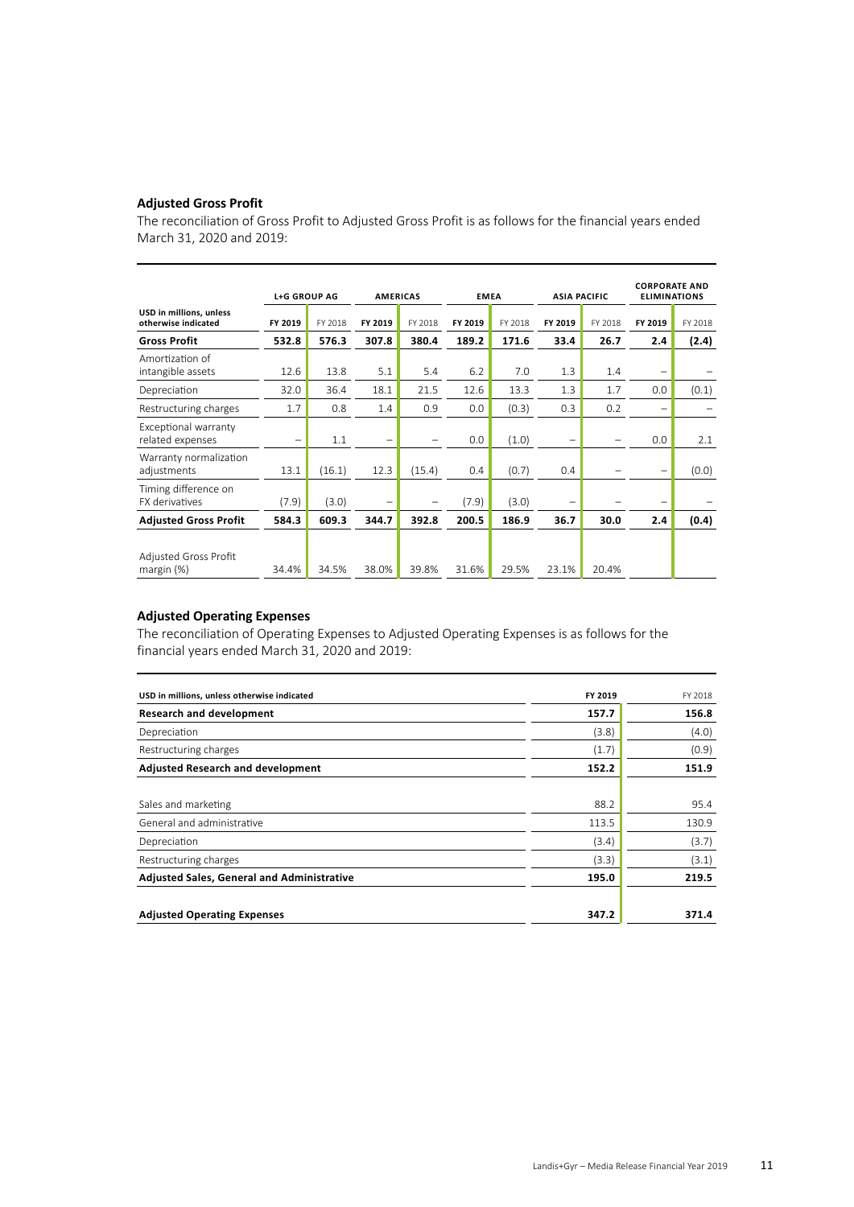### Adjusted Gross Profit

The reconciliation of Gross Profit to Adjusted Gross Profit is as follows for the financial years ended March 31, 2020 and 2019:

| | L+G GROUP AG | | AMERICAS | | EMEA | | ASIA PACIFIC | | CORPORATE AND ELIMINATIONS | |
|---|---|---|---|---|---|---|---|---|---|---|
| **USD in millions, unless otherwise indicated** | **FY 2019** | FY 2018 | **FY 2019** | FY 2018 | **FY 2019** | FY 2018 | **FY 2019** | FY 2018 | **FY 2019** | FY 2018 |
| **Gross Profit** | **532.8** | **576.3** | **307.8** | **380.4** | **189.2** | **171.6** | **33.4** | **26.7** | **2.4** | **(2.4)** |
| Amortization of intangible assets | 12.6 | 13.8 | 5.1 | 5.4 | 6.2 | 7.0 | 1.3 | 1.4 | – | – |
| Depreciation | 32.0 | 36.4 | 18.1 | 21.5 | 12.6 | 13.3 | 1.3 | 1.7 | 0.0 | (0.1) |
| Restructuring charges | 1.7 | 0.8 | 1.4 | 0.9 | 0.0 | (0.3) | 0.3 | 0.2 | – | – |
| Exceptional warranty related expenses | – | 1.1 | – | – | 0.0 | (1.0) | – | – | 0.0 | 2.1 |
| Warranty normalization adjustments | 13.1 | (16.1) | 12.3 | (15.4) | 0.4 | (0.7) | 0.4 | – | – | (0.0) |
| Timing difference on FX derivatives | (7.9) | (3.0) | – | – | (7.9) | (3.0) | – | – | – | – |
| **Adjusted Gross Profit** | **584.3** | **609.3** | **344.7** | **392.8** | **200.5** | **186.9** | **36.7** | **30.0** | **2.4** | **(0.4)** |
| Adjusted Gross Profit margin (%) | 34.4% | 34.5% | 38.0% | 39.8% | 31.6% | 29.5% | 23.1% | 20.4% | | |

### Adjusted Operating Expenses

The reconciliation of Operating Expenses to Adjusted Operating Expenses is as follows for the financial years ended March 31, 2020 and 2019:

| USD in millions, unless otherwise indicated | FY 2019 | FY 2018 |
|---|---|---|
| **Research and development** | **157.7** | **156.8** |
| Depreciation | (3.8) | (4.0) |
| Restructuring charges | (1.7) | (0.9) |
| **Adjusted Research and development** | **152.2** | **151.9** |
| | | |
| Sales and marketing | 88.2 | 95.4 |
| General and administrative | 113.5 | 130.9 |
| Depreciation | (3.4) | (3.7) |
| Restructuring charges | (3.3) | (3.1) |
| **Adjusted Sales, General and Administrative** | **195.0** | **219.5** |
| | | |
| **Adjusted Operating Expenses** | **347.2** | **371.4** |